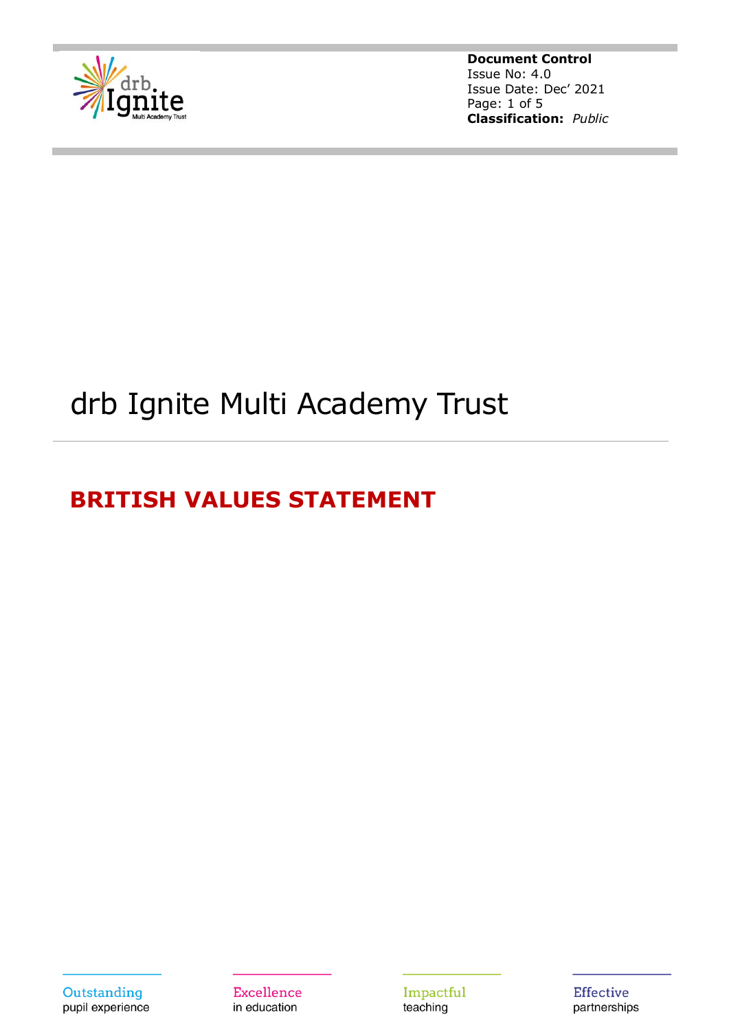**Document Control**
Issue No: 4.0
Issue Date: Dec' 2021
**Classification:** *Public*

# drb Ignite Multi Academy Trust

---

## BRITISH VALUES STATEMENT

Outstanding pupil experience

Excellence in education

Impactful teaching

Effective partnerships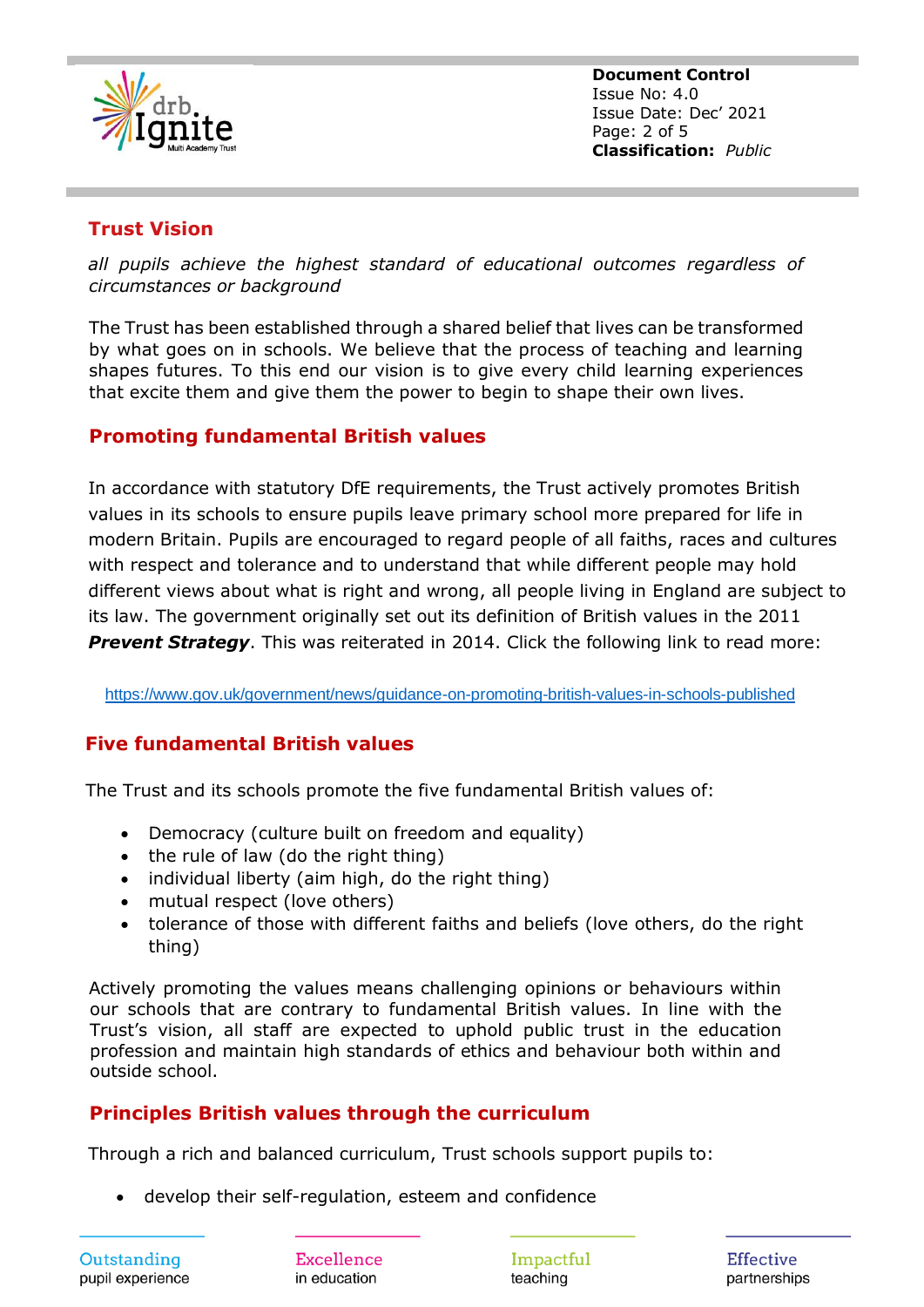## Trust Vision

*all pupils achieve the highest standard of educational outcomes regardless of circumstances or background*

The Trust has been established through a shared belief that lives can be transformed by what goes on in schools. We believe that the process of teaching and learning shapes futures. To this end our vision is to give every child learning experiences that excite them and give them the power to begin to shape their own lives.

## Promoting fundamental British values

In accordance with statutory DfE requirements, the Trust actively promotes British values in its schools to ensure pupils leave primary school more prepared for life in modern Britain. Pupils are encouraged to regard people of all faiths, races and cultures with respect and tolerance and to understand that while different people may hold different views about what is right and wrong, all people living in England are subject to its law. The government originally set out its definition of British values in the 2011 ***Prevent Strategy***. This was reiterated in 2014. Click the following link to read more:

https://www.gov.uk/government/news/guidance-on-promoting-british-values-in-schools-published

## Five fundamental British values

The Trust and its schools promote the five fundamental British values of:

- Democracy (culture built on freedom and equality)
- the rule of law (do the right thing)
- individual liberty (aim high, do the right thing)
- mutual respect (love others)
- tolerance of those with different faiths and beliefs (love others, do the right thing)

Actively promoting the values means challenging opinions or behaviours within our schools that are contrary to fundamental British values. In line with the Trust's vision, all staff are expected to uphold public trust in the education profession and maintain high standards of ethics and behaviour both within and outside school.

## Principles British values through the curriculum

Through a rich and balanced curriculum, Trust schools support pupils to:

- develop their self-regulation, esteem and confidence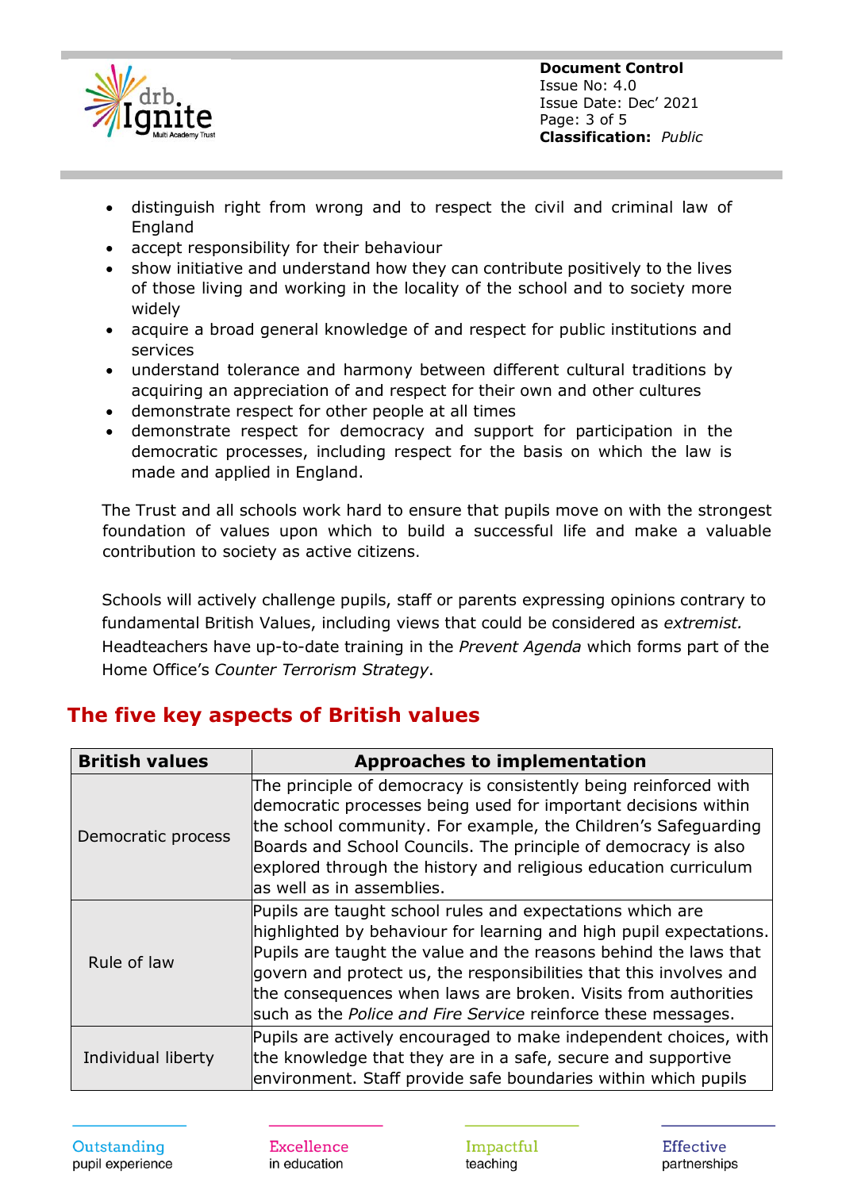- distinguish right from wrong and to respect the civil and criminal law of England
- accept responsibility for their behaviour
- show initiative and understand how they can contribute positively to the lives of those living and working in the locality of the school and to society more widely
- acquire a broad general knowledge of and respect for public institutions and services
- understand tolerance and harmony between different cultural traditions by acquiring an appreciation of and respect for their own and other cultures
- demonstrate respect for other people at all times
- demonstrate respect for democracy and support for participation in the democratic processes, including respect for the basis on which the law is made and applied in England.

The Trust and all schools work hard to ensure that pupils move on with the strongest foundation of values upon which to build a successful life and make a valuable contribution to society as active citizens.

Schools will actively challenge pupils, staff or parents expressing opinions contrary to fundamental British Values, including views that could be considered as *extremist.* Headteachers have up-to-date training in the *Prevent Agenda* which forms part of the Home Office's *Counter Terrorism Strategy*.

## The five key aspects of British values

| British values | Approaches to implementation |
|---|---|
| Democratic process | The principle of democracy is consistently being reinforced with democratic processes being used for important decisions within the school community. For example, the Children's Safeguarding Boards and School Councils. The principle of democracy is also explored through the history and religious education curriculum as well as in assemblies. |
| Rule of law | Pupils are taught school rules and expectations which are highlighted by behaviour for learning and high pupil expectations. Pupils are taught the value and the reasons behind the laws that govern and protect us, the responsibilities that this involves and the consequences when laws are broken. Visits from authorities such as the *Police and Fire Service* reinforce these messages. |
| Individual liberty | Pupils are actively encouraged to make independent choices, with the knowledge that they are in a safe, secure and supportive environment. Staff provide safe boundaries within which pupils |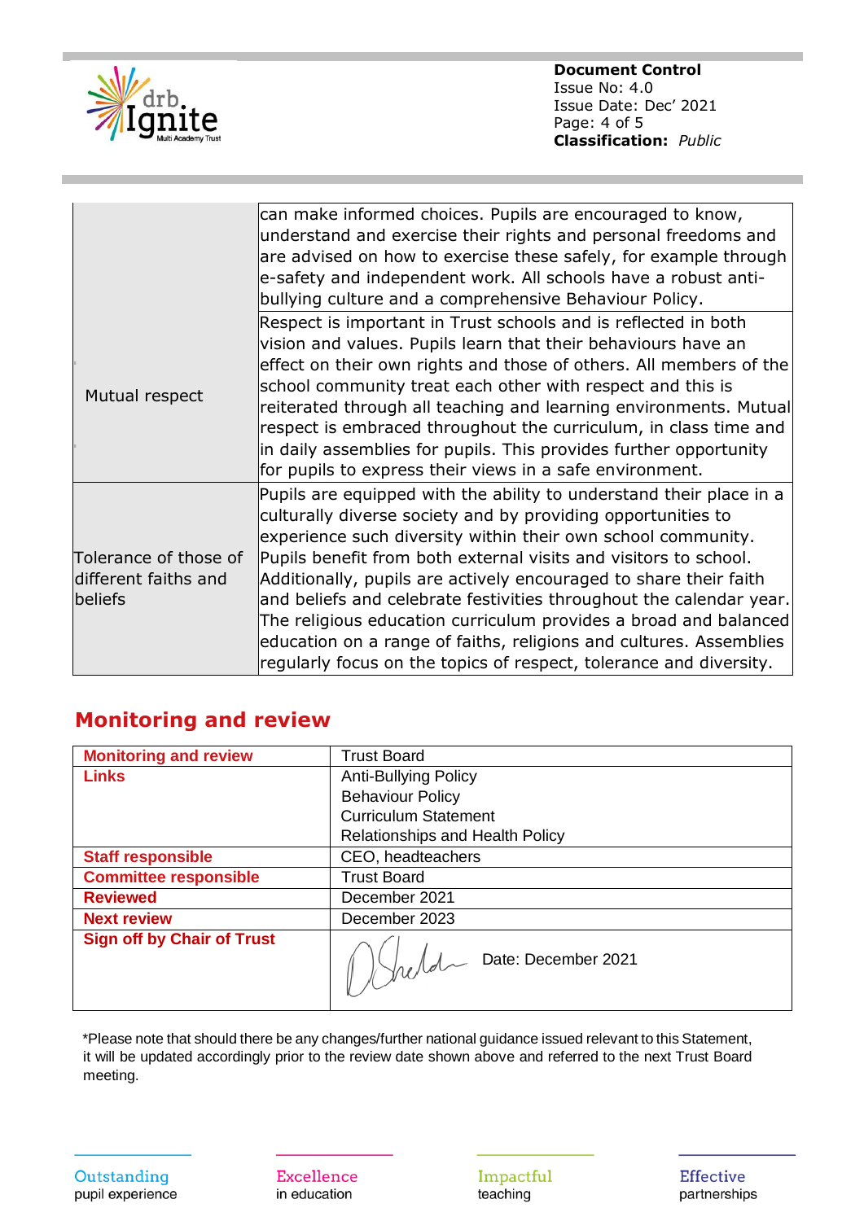| | |
|---|---|
| | can make informed choices. Pupils are encouraged to know, understand and exercise their rights and personal freedoms and are advised on how to exercise these safely, for example through e-safety and independent work. All schools have a robust anti-bullying culture and a comprehensive Behaviour Policy. |
| Mutual respect | Respect is important in Trust schools and is reflected in both vision and values. Pupils learn that their behaviours have an effect on their own rights and those of others. All members of the school community treat each other with respect and this is reiterated through all teaching and learning environments. Mutual respect is embraced throughout the curriculum, in class time and in daily assemblies for pupils. This provides further opportunity for pupils to express their views in a safe environment. |
| Tolerance of those of different faiths and beliefs | Pupils are equipped with the ability to understand their place in a culturally diverse society and by providing opportunities to experience such diversity within their own school community. Pupils benefit from both external visits and visitors to school. Additionally, pupils are actively encouraged to share their faith and beliefs and celebrate festivities throughout the calendar year. The religious education curriculum provides a broad and balanced education on a range of faiths, religions and cultures. Assemblies regularly focus on the topics of respect, tolerance and diversity. |

## Monitoring and review

| | |
|---|---|
| **Monitoring and review** | Trust Board |
| **Links** | Anti-Bullying Policy<br>Behaviour Policy<br>Curriculum Statement<br>Relationships and Health Policy |
| **Staff responsible** | CEO, headteachers |
| **Committee responsible** | Trust Board |
| **Reviewed** | December 2021 |
| **Next review** | December 2023 |
| **Sign off by Chair of Trust** | [Signature] Date: December 2021 |

*Please note that should there be any changes/further national guidance issued relevant to this Statement, it will be updated accordingly prior to the review date shown above and referred to the next Trust Board meeting.

Outstanding pupil experience | Excellence in education | Impactful teaching | Effective partnerships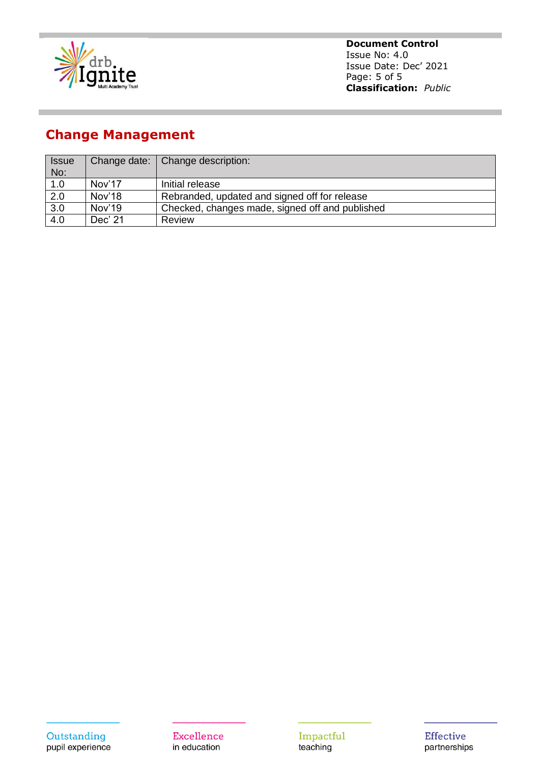## Change Management

| Issue No: | Change date: | Change description: |
|---|---|---|
| 1.0 | Nov'17 | Initial release |
| 2.0 | Nov'18 | Rebranded, updated and signed off for release |
| 3.0 | Nov'19 | Checked, changes made, signed off and published |
| 4.0 | Dec' 21 | Review |